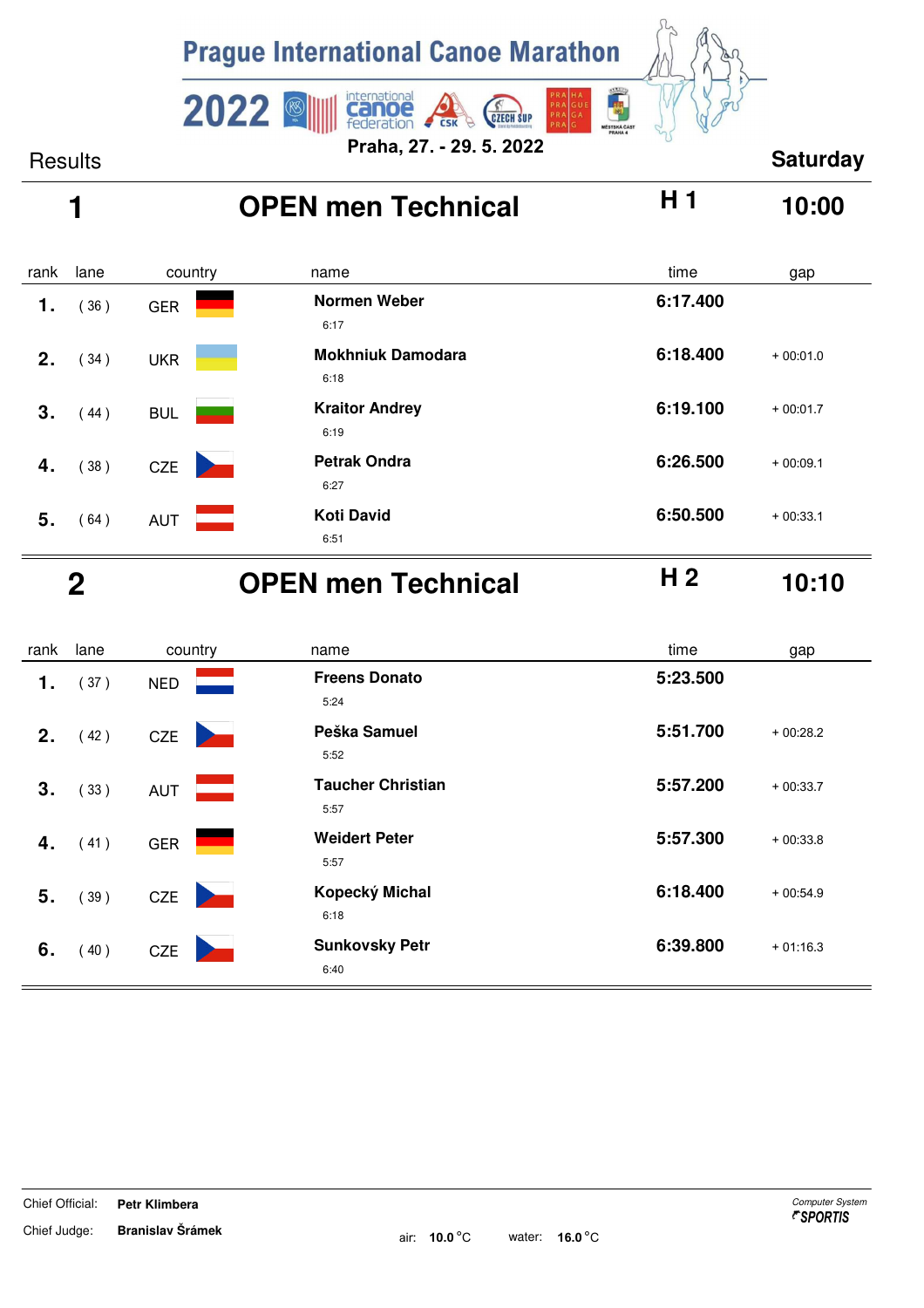# Prague International Canoe Marathon 2022

Praha, 27. - 29. 5. 2022

Results

**Saturday**

## 1 OPEN men Technical — H 1 — 10:00

| rank | lane | country | name | time | gap |
|---|---|---|---|---|---|
| 1. | ( 36 ) | GER | **Normen Weber** 6:17 | **6:17.400** | |
| 2. | ( 34 ) | UKR | **Mokhniuk Damodara** 6:18 | **6:18.400** | + 00:01.0 |
| 3. | ( 44 ) | BUL | **Kraitor Andrey** 6:19 | **6:19.100** | + 00:01.7 |
| 4. | ( 38 ) | CZE | **Petrak Ondra** 6:27 | **6:26.500** | + 00:09.1 |
| 5. | ( 64 ) | AUT | **Koti David** 6:51 | **6:50.500** | + 00:33.1 |

## 2 OPEN men Technical — H 2 — 10:10

| rank | lane | country | name | time | gap |
|---|---|---|---|---|---|
| 1. | ( 37 ) | NED | **Freens Donato** 5:24 | **5:23.500** | |
| 2. | ( 42 ) | CZE | **Peška Samuel** 5:52 | **5:51.700** | + 00:28.2 |
| 3. | ( 33 ) | AUT | **Taucher Christian** 5:57 | **5:57.200** | + 00:33.7 |
| 4. | ( 41 ) | GER | **Weidert Peter** 5:57 | **5:57.300** | + 00:33.8 |
| 5. | ( 39 ) | CZE | **Kopecký Michal** 6:18 | **6:18.400** | + 00:54.9 |
| 6. | ( 40 ) | CZE | **Sunkovsky Petr** 6:40 | **6:39.800** | + 01:16.3 |

Chief Official: **Petr Klimbera**

Chief Judge: **Branislav Šrámek**

air: **10.0** °C water: **16.0** °C

*Computer System* **SPORTIS**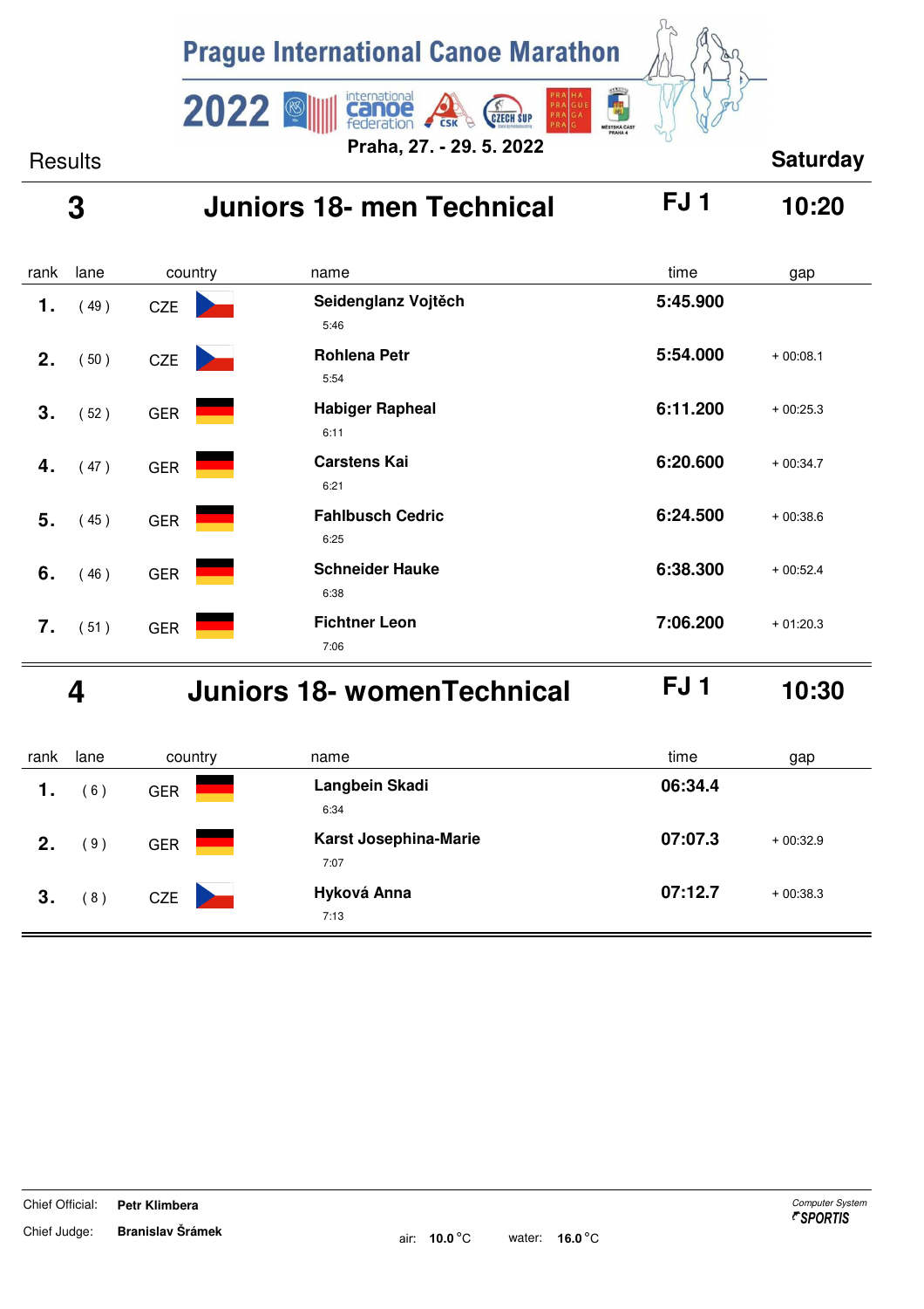# Prague International Canoe Marathon 2022

Praha, 27. - 29. 5. 2022

Results — Saturday

## 3 Juniors 18- men Technical — FJ 1 — 10:20

| rank | lane | country | name | time | gap |
|---|---|---|---|---|---|
| 1. | ( 49 ) | CZE | Seidenglanz Vojtěch<br>5:46 | 5:45.900 | |
| 2. | ( 50 ) | CZE | Rohlena Petr<br>5:54 | 5:54.000 | + 00:08.1 |
| 3. | ( 52 ) | GER | Habiger Rapheal<br>6:11 | 6:11.200 | + 00:25.3 |
| 4. | ( 47 ) | GER | Carstens Kai<br>6:21 | 6:20.600 | + 00:34.7 |
| 5. | ( 45 ) | GER | Fahlbusch Cedric<br>6:25 | 6:24.500 | + 00:38.6 |
| 6. | ( 46 ) | GER | Schneider Hauke<br>6:38 | 6:38.300 | + 00:52.4 |
| 7. | ( 51 ) | GER | Fichtner Leon<br>7:06 | 7:06.200 | + 01:20.3 |

## 4 Juniors 18- womenTechnical — FJ 1 — 10:30

| rank | lane | country | name | time | gap |
|---|---|---|---|---|---|
| 1. | ( 6 ) | GER | Langbein Skadi<br>6:34 | 06:34.4 | |
| 2. | ( 9 ) | GER | Karst Josephina-Marie<br>7:07 | 07:07.3 | + 00:32.9 |
| 3. | ( 8 ) | CZE | Hyková Anna<br>7:13 | 07:12.7 | + 00:38.3 |

Chief Official: **Petr Klimbera**

Chief Judge: **Branislav Šrámek**

air: **10.0** °C water: **16.0** °C

*Computer System* SPORTIS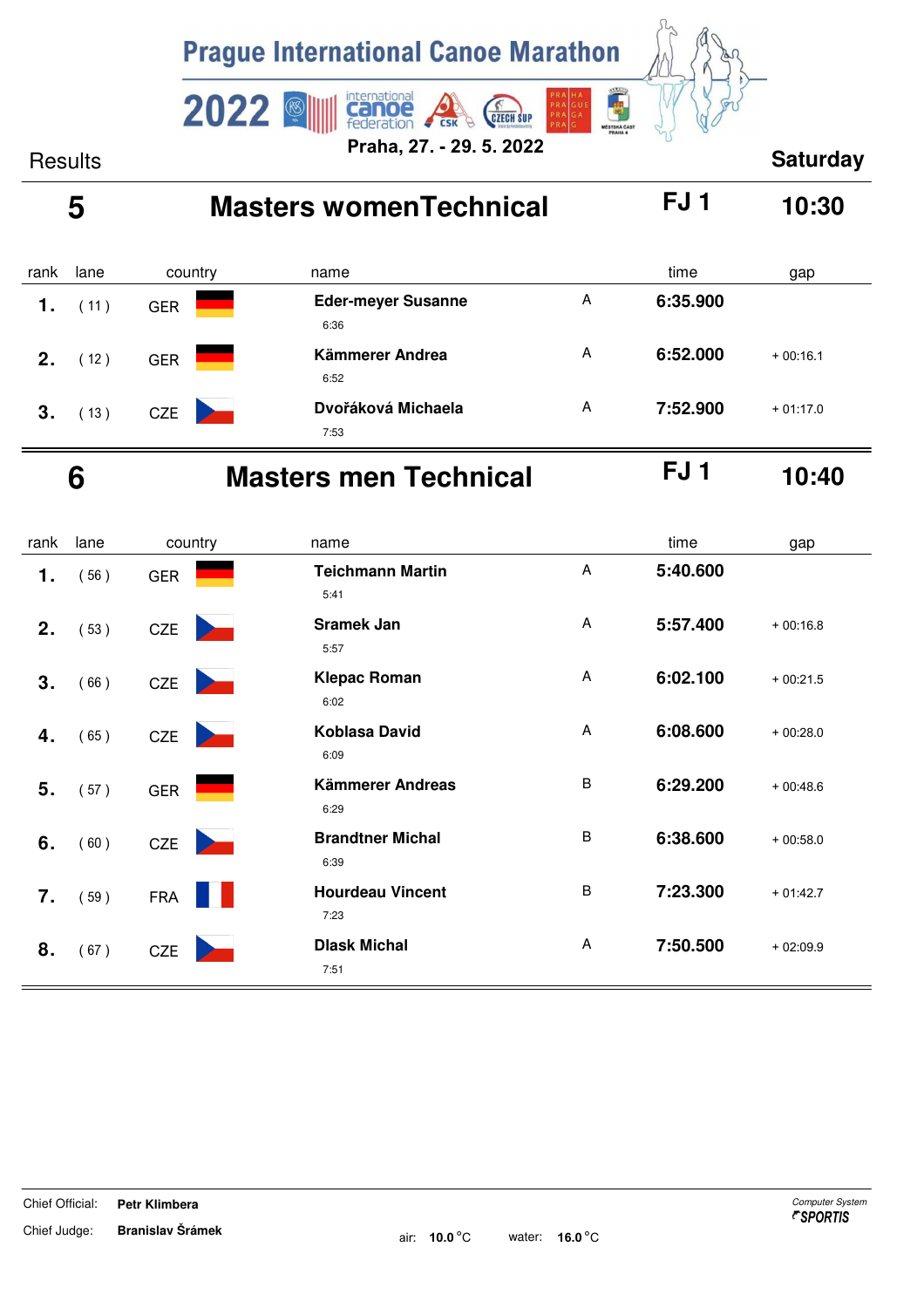# Prague International Canoe Marathon

**2022**

**Praha, 27. - 29. 5. 2022**

Results

**Saturday**

## 5 Masters womenTechnical — FJ 1 — 10:30

| rank | lane | country | name | | time | gap |
|---|---|---|---|---|---|---|
| 1. | ( 11 ) | GER | **Eder-meyer Susanne** 6:36 | A | **6:35.900** | |
| 2. | ( 12 ) | GER | **Kämmerer Andrea** 6:52 | A | **6:52.000** | + 00:16.1 |
| 3. | ( 13 ) | CZE | **Dvořáková Michaela** 7:53 | A | **7:52.900** | + 01:17.0 |

## 6 Masters men Technical — FJ 1 — 10:40

| rank | lane | country | name | | time | gap |
|---|---|---|---|---|---|---|
| 1. | ( 56 ) | GER | **Teichmann Martin** 5:41 | A | **5:40.600** | |
| 2. | ( 53 ) | CZE | **Sramek Jan** 5:57 | A | **5:57.400** | + 00:16.8 |
| 3. | ( 66 ) | CZE | **Klepac Roman** 6:02 | A | **6:02.100** | + 00:21.5 |
| 4. | ( 65 ) | CZE | **Koblasa David** 6:09 | A | **6:08.600** | + 00:28.0 |
| 5. | ( 57 ) | GER | **Kämmerer Andreas** 6:29 | B | **6:29.200** | + 00:48.6 |
| 6. | ( 60 ) | CZE | **Brandtner Michal** 6:39 | B | **6:38.600** | + 00:58.0 |
| 7. | ( 59 ) | FRA | **Hourdeau Vincent** 7:23 | B | **7:23.300** | + 01:42.7 |
| 8. | ( 67 ) | CZE | **Dlask Michal** 7:51 | A | **7:50.500** | + 02:09.9 |

Chief Official: **Petr Klimbera**

Chief Judge: **Branislav Šrámek**

air: **10.0** °C water: **16.0** °C

*Computer System* ***SPORTIS***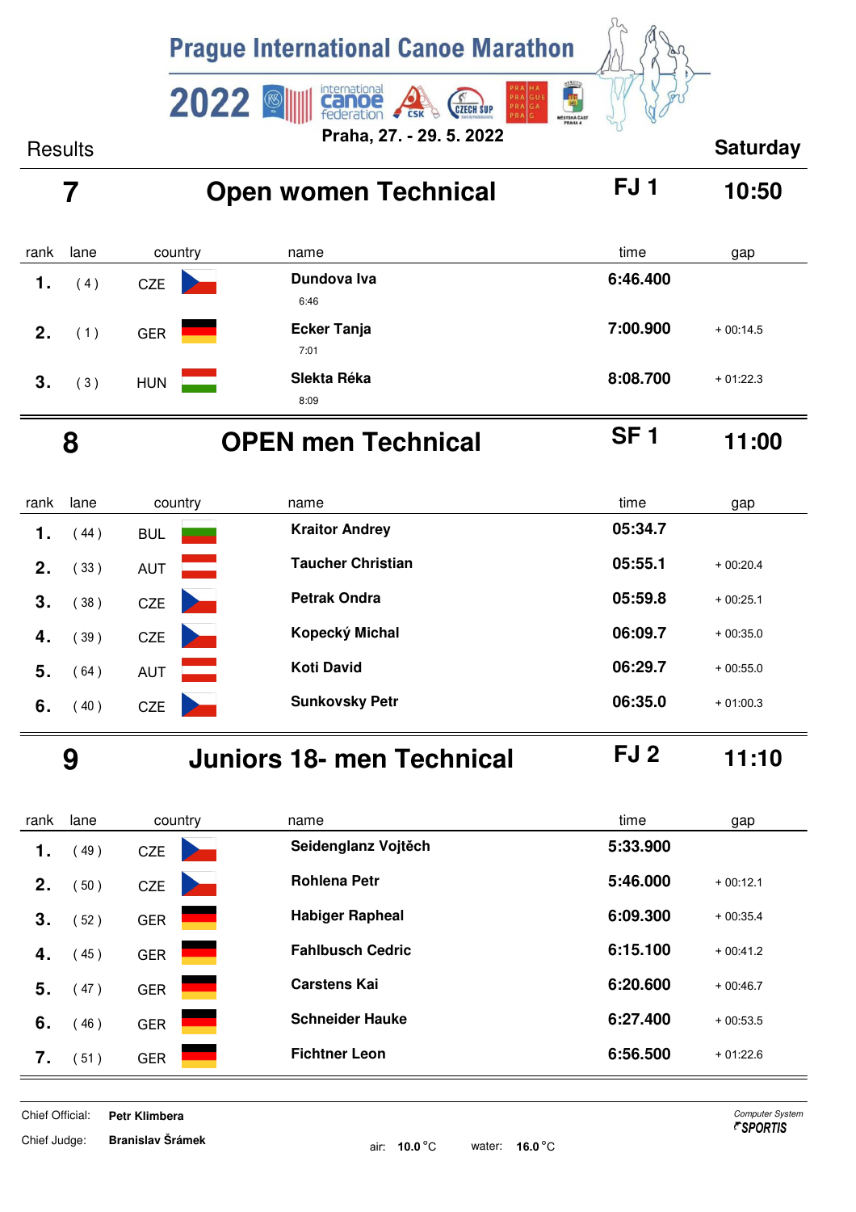# Prague International Canoe Marathon

## 2022

Praha, 27. - 29. 5. 2022

Results — Saturday

## 7 Open women Technical — FJ 1 — 10:50

| rank | lane | country | name | time | gap |
|---|---|---|---|---|---|
| 1. | ( 4 ) | CZE | Dundova Iva<br>6:46 | 6:46.400 | |
| 2. | ( 1 ) | GER | Ecker Tanja<br>7:01 | 7:00.900 | + 00:14.5 |
| 3. | ( 3 ) | HUN | Slekta Réka<br>8:09 | 8:08.700 | + 01:22.3 |

## 8 OPEN men Technical — SF 1 — 11:00

| rank | lane | country | name | time | gap |
|---|---|---|---|---|---|
| 1. | ( 44 ) | BUL | Kraitor Andrey | 05:34.7 | |
| 2. | ( 33 ) | AUT | Taucher Christian | 05:55.1 | + 00:20.4 |
| 3. | ( 38 ) | CZE | Petrak Ondra | 05:59.8 | + 00:25.1 |
| 4. | ( 39 ) | CZE | Kopecký Michal | 06:09.7 | + 00:35.0 |
| 5. | ( 64 ) | AUT | Koti David | 06:29.7 | + 00:55.0 |
| 6. | ( 40 ) | CZE | Sunkovsky Petr | 06:35.0 | + 01:00.3 |

## 9 Juniors 18- men Technical — FJ 2 — 11:10

| rank | lane | country | name | time | gap |
|---|---|---|---|---|---|
| 1. | ( 49 ) | CZE | Seidenglanz Vojtěch | 5:33.900 | |
| 2. | ( 50 ) | CZE | Rohlena Petr | 5:46.000 | + 00:12.1 |
| 3. | ( 52 ) | GER | Habiger Rapheal | 6:09.300 | + 00:35.4 |
| 4. | ( 45 ) | GER | Fahlbusch Cedric | 6:15.100 | + 00:41.2 |
| 5. | ( 47 ) | GER | Carstens Kai | 6:20.600 | + 00:46.7 |
| 6. | ( 46 ) | GER | Schneider Hauke | 6:27.400 | + 00:53.5 |
| 7. | ( 51 ) | GER | Fichtner Leon | 6:56.500 | + 01:22.6 |

Chief Official: **Petr Klimbera**

Chief Judge: **Branislav Šrámek**

air: **10.0** °C water: **16.0** °C

*Computer System* SPORTIS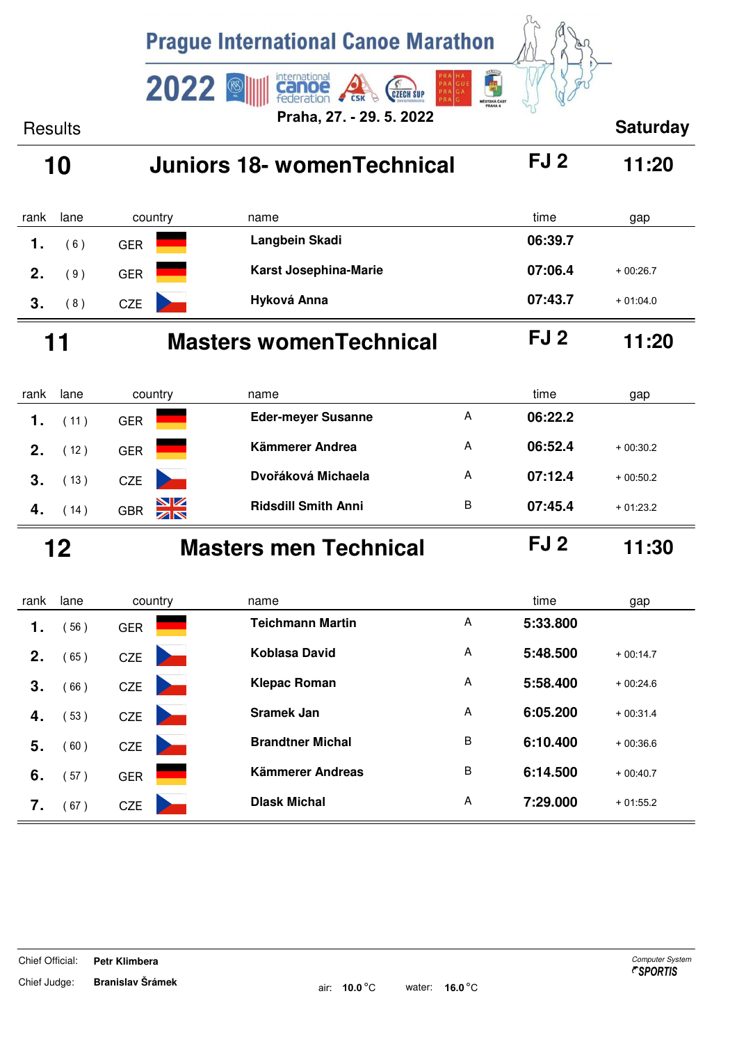# Prague International Canoe Marathon

2022

Praha, 27. - 29. 5. 2022

Results | Saturday

## 10 Juniors 18- womenTechnical — FJ 2 — 11:20

| rank | lane | country | name | time | gap |
|---|---|---|---|---|---|
| 1. | ( 6 ) | GER | **Langbein Skadi** | **06:39.7** | |
| 2. | ( 9 ) | GER | **Karst Josephina-Marie** | **07:06.4** | + 00:26.7 |
| 3. | ( 8 ) | CZE | **Hyková Anna** | **07:43.7** | + 01:04.0 |

## 11 Masters womenTechnical — FJ 2 — 11:20

| rank | lane | country | name | | time | gap |
|---|---|---|---|---|---|---|
| 1. | ( 11 ) | GER | **Eder-meyer Susanne** | A | **06:22.2** | |
| 2. | ( 12 ) | GER | **Kämmerer Andrea** | A | **06:52.4** | + 00:30.2 |
| 3. | ( 13 ) | CZE | **Dvořáková Michaela** | A | **07:12.4** | + 00:50.2 |
| 4. | ( 14 ) | GBR | **Ridsdill Smith Anni** | B | **07:45.4** | + 01:23.2 |

## 12 Masters men Technical — FJ 2 — 11:30

| rank | lane | country | name | | time | gap |
|---|---|---|---|---|---|---|
| 1. | ( 56 ) | GER | **Teichmann Martin** | A | **5:33.800** | |
| 2. | ( 65 ) | CZE | **Koblasa David** | A | **5:48.500** | + 00:14.7 |
| 3. | ( 66 ) | CZE | **Klepac Roman** | A | **5:58.400** | + 00:24.6 |
| 4. | ( 53 ) | CZE | **Sramek Jan** | A | **6:05.200** | + 00:31.4 |
| 5. | ( 60 ) | CZE | **Brandtner Michal** | B | **6:10.400** | + 00:36.6 |
| 6. | ( 57 ) | GER | **Kämmerer Andreas** | B | **6:14.500** | + 00:40.7 |
| 7. | ( 67 ) | CZE | **Dlask Michal** | A | **7:29.000** | + 01:55.2 |

Chief Official: **Petr Klimbera**

Chief Judge: **Branislav Šrámek**

air: **10.0** °C water: **16.0** °C

*Computer System* SPORTIS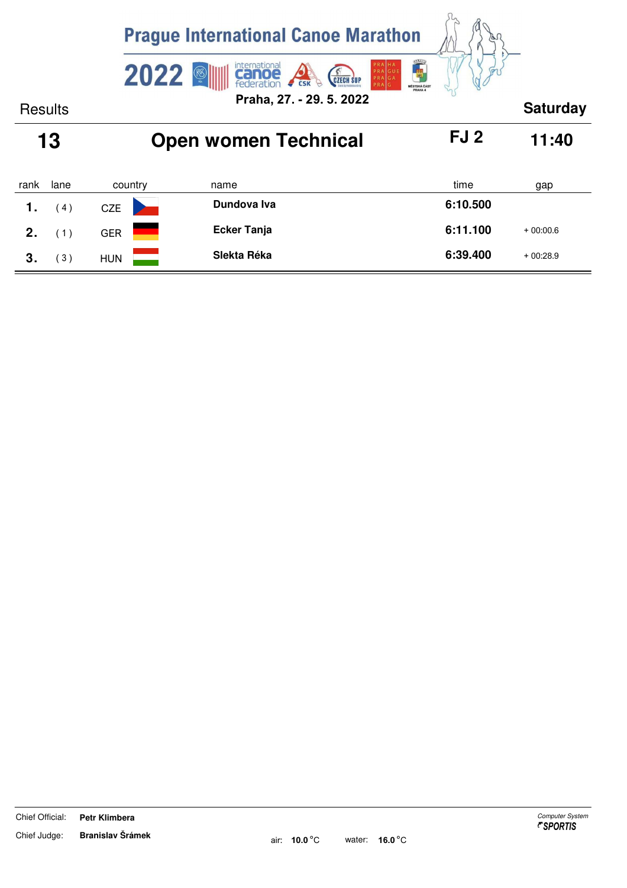# Prague International Canoe Marathon

## 2022

Praha, 27. - 29. 5. 2022

Results | Saturday

## 13 Open women Technical FJ 2 11:40

| rank | lane | country | name | time | gap |
|---|---|---|---|---|---|
| 1. | ( 4 ) | CZE | **Dundova Iva** | **6:10.500** | |
| 2. | ( 1 ) | GER | **Ecker Tanja** | **6:11.100** | + 00:00.6 |
| 3. | ( 3 ) | HUN | **Slekta Réka** | **6:39.400** | + 00:28.9 |

Chief Official: **Petr Klimbera**

Chief Judge: **Branislav Šrámek**

air: **10.0** °C water: **16.0** °C

*Computer System* ***SPORTIS***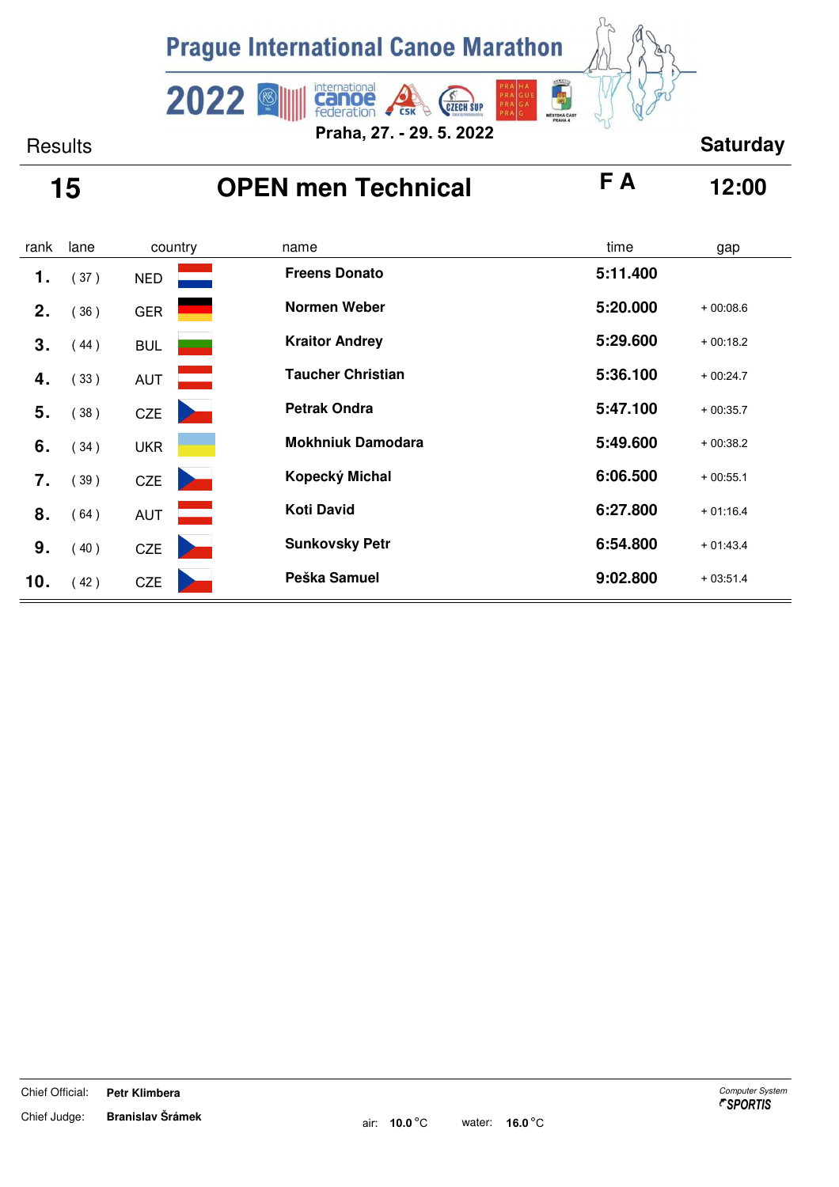# Prague International Canoe Marathon

**2022**

**Praha, 27. - 29. 5. 2022**

Results **Saturday**

## 15 OPEN men Technical F A 12:00

| rank | lane | country | name | time | gap |
|---|---|---|---|---|---|
| **1.** | ( 37 ) | NED | **Freens Donato** | **5:11.400** | |
| **2.** | ( 36 ) | GER | **Normen Weber** | **5:20.000** | + 00:08.6 |
| **3.** | ( 44 ) | BUL | **Kraitor Andrey** | **5:29.600** | + 00:18.2 |
| **4.** | ( 33 ) | AUT | **Taucher Christian** | **5:36.100** | + 00:24.7 |
| **5.** | ( 38 ) | CZE | **Petrak Ondra** | **5:47.100** | + 00:35.7 |
| **6.** | ( 34 ) | UKR | **Mokhniuk Damodara** | **5:49.600** | + 00:38.2 |
| **7.** | ( 39 ) | CZE | **Kopecký Michal** | **6:06.500** | + 00:55.1 |
| **8.** | ( 64 ) | AUT | **Koti David** | **6:27.800** | + 01:16.4 |
| **9.** | ( 40 ) | CZE | **Sunkovsky Petr** | **6:54.800** | + 01:43.4 |
| **10.** | ( 42 ) | CZE | **Peška Samuel** | **9:02.800** | + 03:51.4 |

Chief Official: **Petr Klimbera**

Chief Judge: **Branislav Šrámek**

air: **10.0** °C water: **16.0** °C

*Computer System* SPORTIS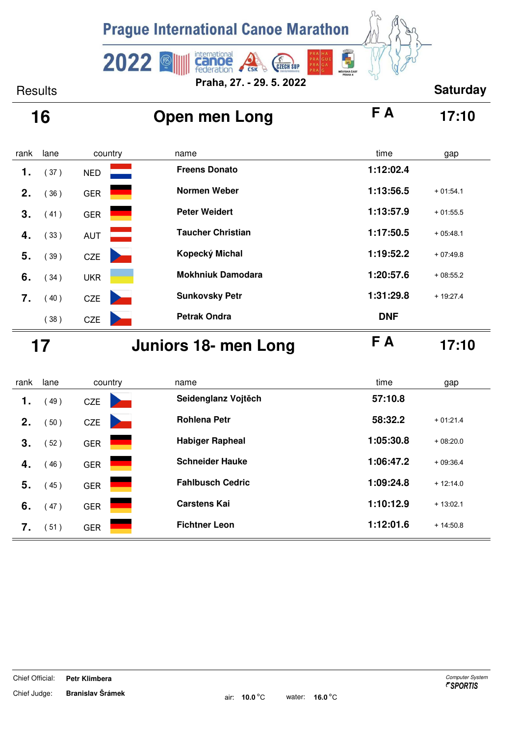# Prague International Canoe Marathon

**2022**

**Praha, 27. - 29. 5. 2022**

Results **Saturday**

## 16 Open men Long — F A — 17:10

| rank | lane | country | name | time | gap |
|---|---|---|---|---|---|
| 1. | ( 37 ) | NED | **Freens Donato** | **1:12:02.4** | |
| 2. | ( 36 ) | GER | **Normen Weber** | **1:13:56.5** | + 01:54.1 |
| 3. | ( 41 ) | GER | **Peter Weidert** | **1:13:57.9** | + 01:55.5 |
| 4. | ( 33 ) | AUT | **Taucher Christian** | **1:17:50.5** | + 05:48.1 |
| 5. | ( 39 ) | CZE | **Kopecký Michal** | **1:19:52.2** | + 07:49.8 |
| 6. | ( 34 ) | UKR | **Mokhniuk Damodara** | **1:20:57.6** | + 08:55.2 |
| 7. | ( 40 ) | CZE | **Sunkovsky Petr** | **1:31:29.8** | + 19:27.4 |
| | ( 38 ) | CZE | **Petrak Ondra** | **DNF** | |

## 17 Juniors 18- men Long — F A — 17:10

| rank | lane | country | name | time | gap |
|---|---|---|---|---|---|
| 1. | ( 49 ) | CZE | **Seidenglanz Vojtěch** | **57:10.8** | |
| 2. | ( 50 ) | CZE | **Rohlena Petr** | **58:32.2** | + 01:21.4 |
| 3. | ( 52 ) | GER | **Habiger Rapheal** | **1:05:30.8** | + 08:20.0 |
| 4. | ( 46 ) | GER | **Schneider Hauke** | **1:06:47.2** | + 09:36.4 |
| 5. | ( 45 ) | GER | **Fahlbusch Cedric** | **1:09:24.8** | + 12:14.0 |
| 6. | ( 47 ) | GER | **Carstens Kai** | **1:10:12.9** | + 13:02.1 |
| 7. | ( 51 ) | GER | **Fichtner Leon** | **1:12:01.6** | + 14:50.8 |

Chief Official: **Petr Klimbera**

Chief Judge: **Branislav Šrámek**

air: **10.0** °C water: **16.0** °C

*Computer System* **SPORTIS**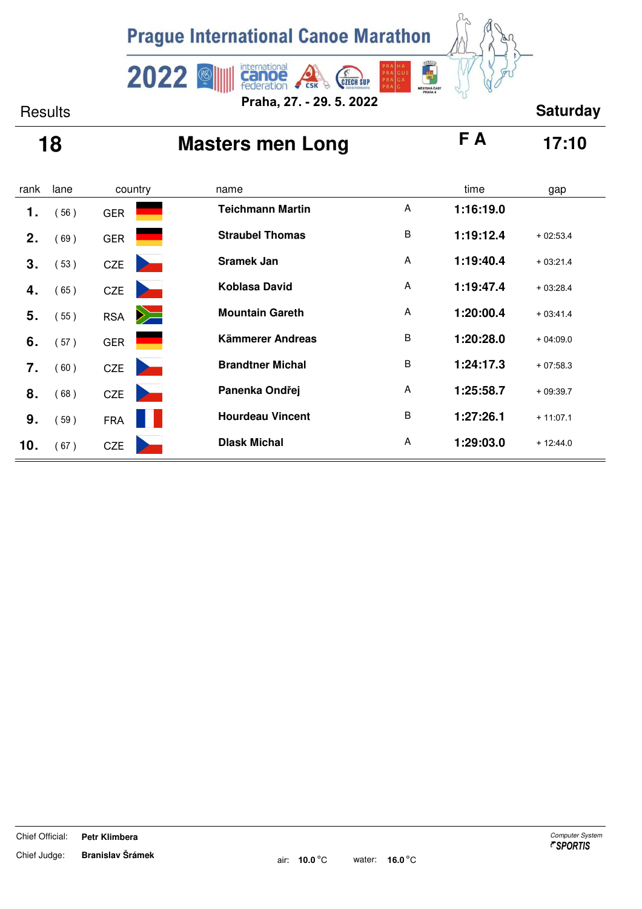# Prague International Canoe Marathon

**2022**

**Praha, 27. - 29. 5. 2022**

Results | **Saturday**

## 18 — Masters men Long — F A — 17:10

| rank | lane | country | name | | time | gap |
|---|---|---|---|---|---|---|
| 1. | ( 56 ) | GER | **Teichmann Martin** | A | **1:16:19.0** | |
| 2. | ( 69 ) | GER | **Straubel Thomas** | B | **1:19:12.4** | + 02:53.4 |
| 3. | ( 53 ) | CZE | **Sramek Jan** | A | **1:19:40.4** | + 03:21.4 |
| 4. | ( 65 ) | CZE | **Koblasa David** | A | **1:19:47.4** | + 03:28.4 |
| 5. | ( 55 ) | RSA | **Mountain Gareth** | A | **1:20:00.4** | + 03:41.4 |
| 6. | ( 57 ) | GER | **Kämmerer Andreas** | B | **1:20:28.0** | + 04:09.0 |
| 7. | ( 60 ) | CZE | **Brandtner Michal** | B | **1:24:17.3** | + 07:58.3 |
| 8. | ( 68 ) | CZE | **Panenka Ondřej** | A | **1:25:58.7** | + 09:39.7 |
| 9. | ( 59 ) | FRA | **Hourdeau Vincent** | B | **1:27:26.1** | + 11:07.1 |
| 10. | ( 67 ) | CZE | **Dlask Michal** | A | **1:29:03.0** | + 12:44.0 |

Chief Official: **Petr Klimbera**

Chief Judge: **Branislav Šrámek**

air: **10.0** °C water: **16.0** °C

*Computer System* **SPORTIS**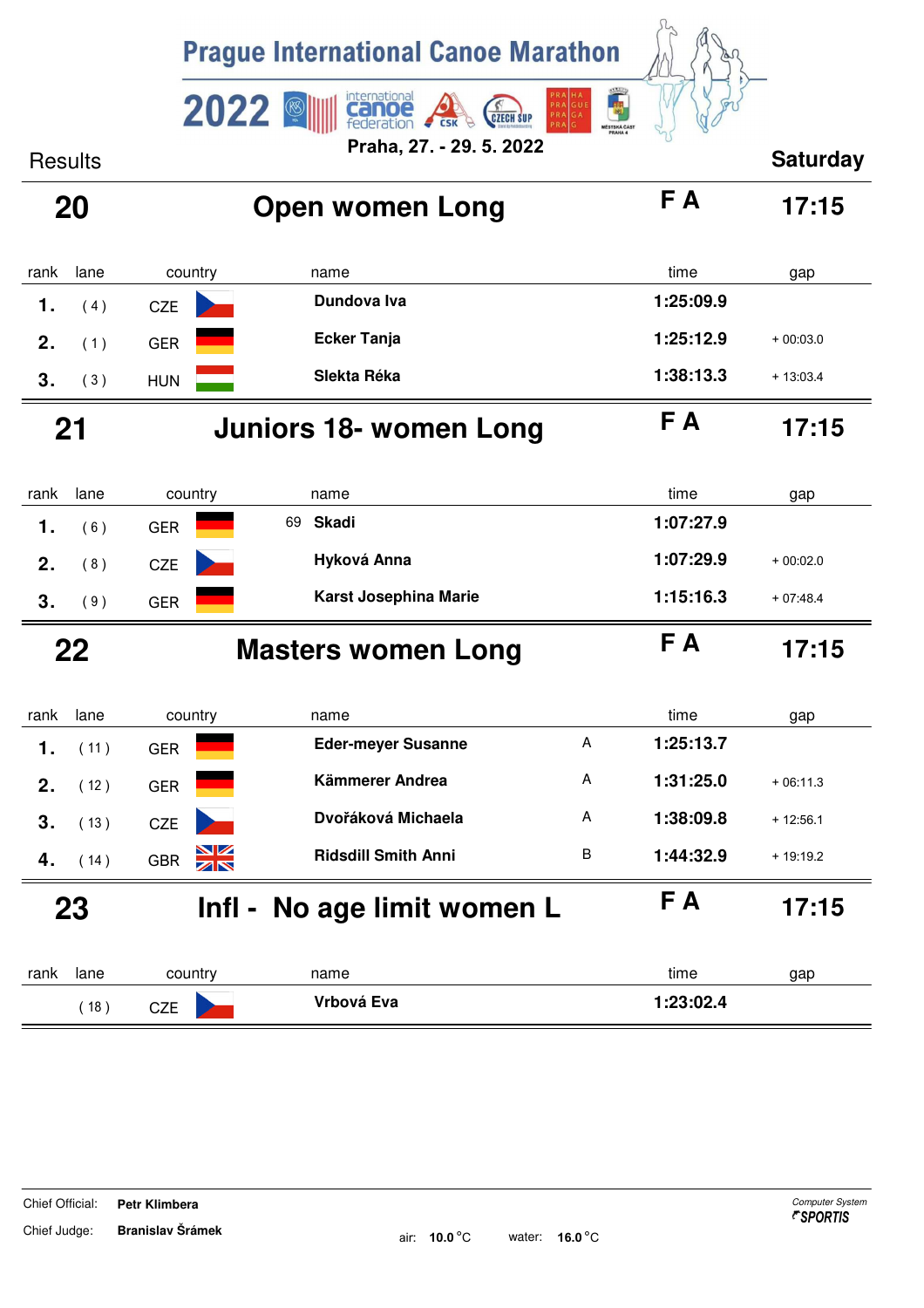# Prague International Canoe Marathon

2022

Praha, 27. - 29. 5. 2022

Results

Saturday

## 20 Open women Long

F A 17:15

| rank | lane | country | name | time | gap |
|---|---|---|---|---|---|
| 1. | ( 4 ) | CZE | **Dundova Iva** | **1:25:09.9** | |
| 2. | ( 1 ) | GER | **Ecker Tanja** | **1:25:12.9** | + 00:03.0 |
| 3. | ( 3 ) | HUN | **Slekta Réka** | **1:38:13.3** | + 13:03.4 |

## 21 Juniors 18- women Long

F A 17:15

| rank | lane | country | name | time | gap |
|---|---|---|---|---|---|
| 1. | ( 6 ) | GER | 69 **Skadi** | **1:07:27.9** | |
| 2. | ( 8 ) | CZE | **Hyková Anna** | **1:07:29.9** | + 00:02.0 |
| 3. | ( 9 ) | GER | **Karst Josephina Marie** | **1:15:16.3** | + 07:48.4 |

## 22 Masters women Long

F A 17:15

| rank | lane | country | name | | time | gap |
|---|---|---|---|---|---|---|
| 1. | ( 11 ) | GER | **Eder-meyer Susanne** | A | **1:25:13.7** | |
| 2. | ( 12 ) | GER | **Kämmerer Andrea** | A | **1:31:25.0** | + 06:11.3 |
| 3. | ( 13 ) | CZE | **Dvořáková Michaela** | A | **1:38:09.8** | + 12:56.1 |
| 4. | ( 14 ) | GBR | **Ridsdill Smith Anni** | B | **1:44:32.9** | + 19:19.2 |

## 23 Infl - No age limit women L

F A 17:15

| rank | lane | country | name | time | gap |
|---|---|---|---|---|---|
| | ( 18 ) | CZE | **Vrbová Eva** | **1:23:02.4** | |

Chief Official: **Petr Klimbera**

Chief Judge: **Branislav Šrámek**

air: **10.0** °C water: **16.0** °C

Computer System SPORTIS